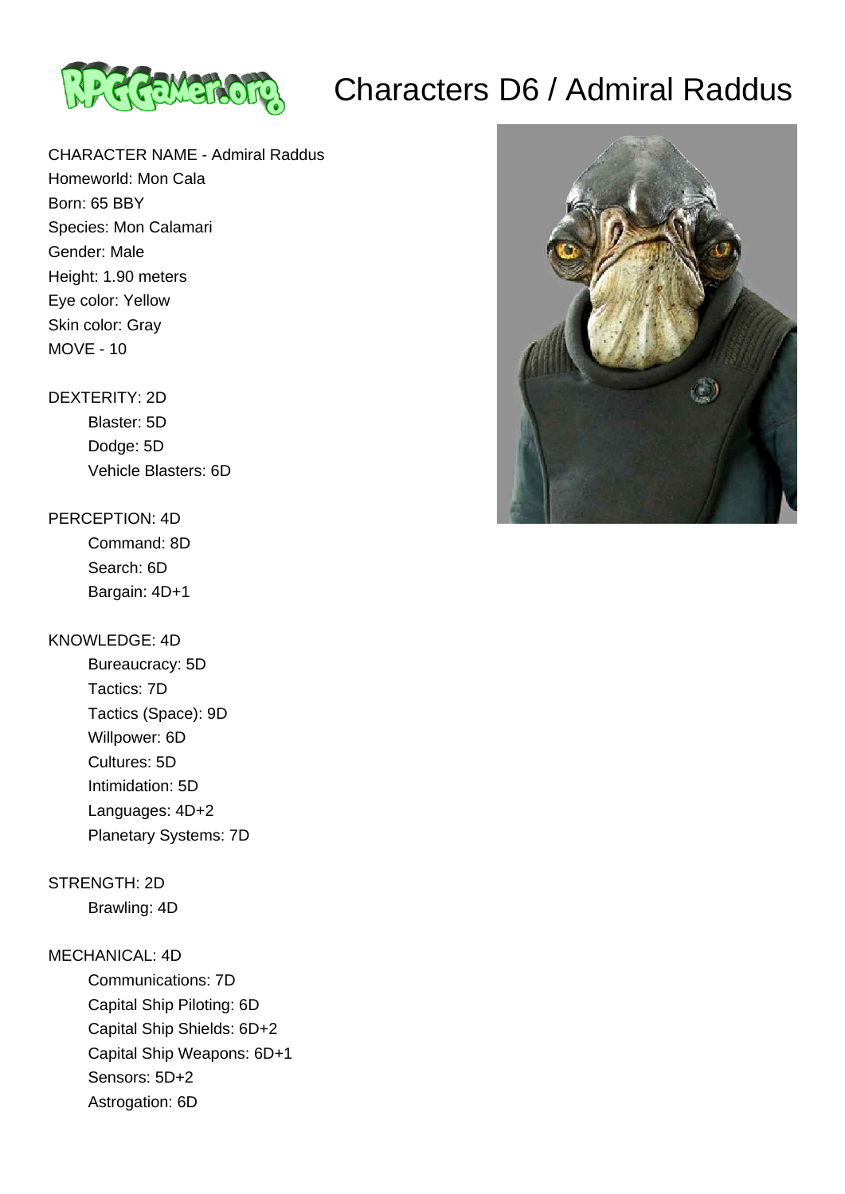# Characters D6 / Admiral Raddus

CHARACTER NAME - Admiral Raddus
Homeworld: Mon Cala
Born: 65 BBY
Species: Mon Calamari
Gender: Male
Height: 1.90 meters
Eye color: Yellow
Skin color: Gray
MOVE - 10

DEXTERITY: 2D
- Blaster: 5D
- Dodge: 5D
- Vehicle Blasters: 6D

PERCEPTION: 4D
- Command: 8D
- Search: 6D
- Bargain: 4D+1

KNOWLEDGE: 4D
- Bureaucracy: 5D
- Tactics: 7D
- Tactics (Space): 9D
- Willpower: 6D
- Cultures: 5D
- Intimidation: 5D
- Languages: 4D+2
- Planetary Systems: 7D

STRENGTH: 2D
- Brawling: 4D

MECHANICAL: 4D
- Communications: 7D
- Capital Ship Piloting: 6D
- Capital Ship Shields: 6D+2
- Capital Ship Weapons: 6D+1
- Sensors: 5D+2
- Astrogation: 6D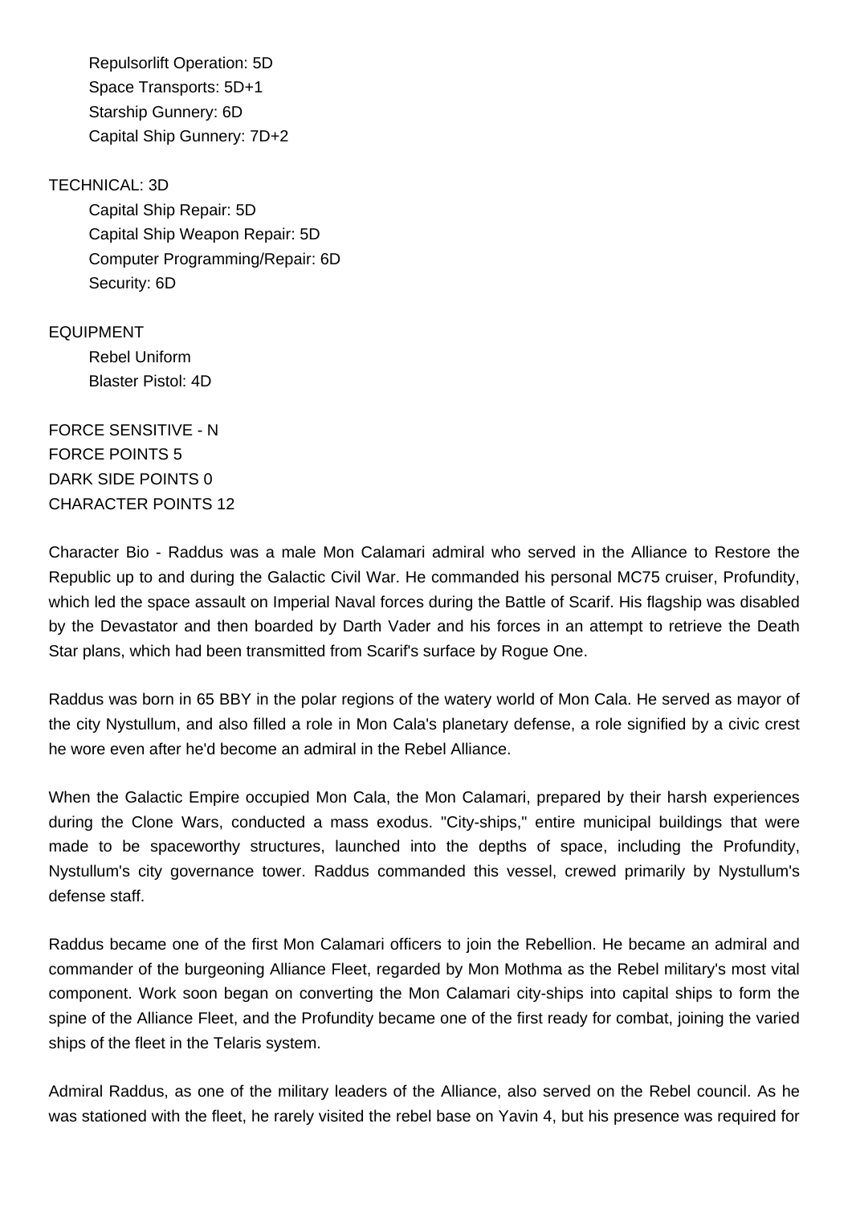Repulsorlift Operation: 5D
Space Transports: 5D+1
Starship Gunnery: 6D
Capital Ship Gunnery: 7D+2

TECHNICAL: 3D
Capital Ship Repair: 5D
Capital Ship Weapon Repair: 5D
Computer Programming/Repair: 6D
Security: 6D

EQUIPMENT
Rebel Uniform
Blaster Pistol: 4D

FORCE SENSITIVE - N
FORCE POINTS 5
DARK SIDE POINTS 0
CHARACTER POINTS 12

Character Bio - Raddus was a male Mon Calamari admiral who served in the Alliance to Restore the Republic up to and during the Galactic Civil War. He commanded his personal MC75 cruiser, Profundity, which led the space assault on Imperial Naval forces during the Battle of Scarif. His flagship was disabled by the Devastator and then boarded by Darth Vader and his forces in an attempt to retrieve the Death Star plans, which had been transmitted from Scarif's surface by Rogue One.

Raddus was born in 65 BBY in the polar regions of the watery world of Mon Cala. He served as mayor of the city Nystullum, and also filled a role in Mon Cala's planetary defense, a role signified by a civic crest he wore even after he'd become an admiral in the Rebel Alliance.

When the Galactic Empire occupied Mon Cala, the Mon Calamari, prepared by their harsh experiences during the Clone Wars, conducted a mass exodus. "City-ships," entire municipal buildings that were made to be spaceworthy structures, launched into the depths of space, including the Profundity, Nystullum's city governance tower. Raddus commanded this vessel, crewed primarily by Nystullum's defense staff.

Raddus became one of the first Mon Calamari officers to join the Rebellion. He became an admiral and commander of the burgeoning Alliance Fleet, regarded by Mon Mothma as the Rebel military's most vital component. Work soon began on converting the Mon Calamari city-ships into capital ships to form the spine of the Alliance Fleet, and the Profundity became one of the first ready for combat, joining the varied ships of the fleet in the Telaris system.

Admiral Raddus, as one of the military leaders of the Alliance, also served on the Rebel council. As he was stationed with the fleet, he rarely visited the rebel base on Yavin 4, but his presence was required for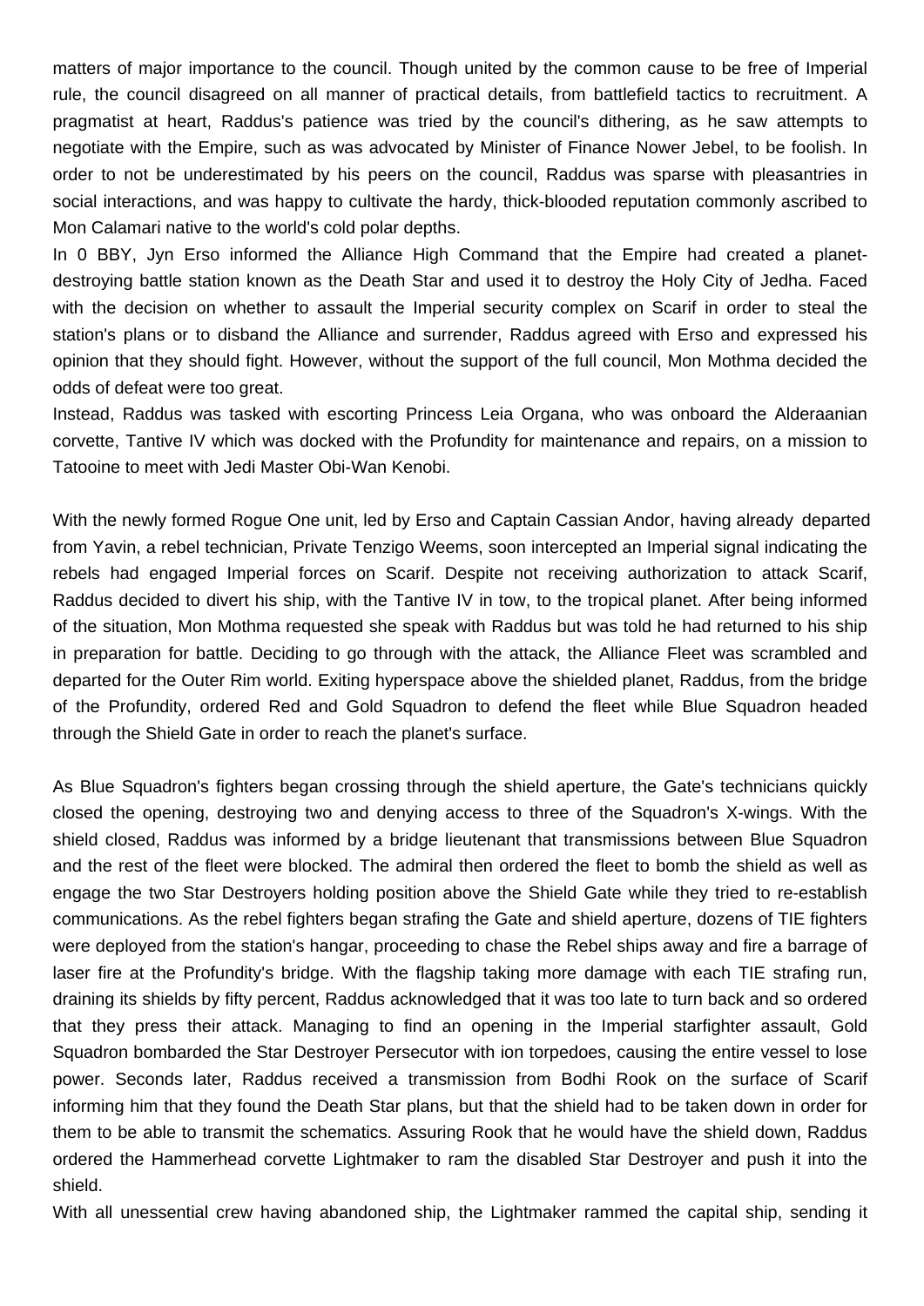matters of major importance to the council. Though united by the common cause to be free of Imperial rule, the council disagreed on all manner of practical details, from battlefield tactics to recruitment. A pragmatist at heart, Raddus's patience was tried by the council's dithering, as he saw attempts to negotiate with the Empire, such as was advocated by Minister of Finance Nower Jebel, to be foolish. In order to not be underestimated by his peers on the council, Raddus was sparse with pleasantries in social interactions, and was happy to cultivate the hardy, thick-blooded reputation commonly ascribed to Mon Calamari native to the world's cold polar depths.

In 0 BBY, Jyn Erso informed the Alliance High Command that the Empire had created a planet-destroying battle station known as the Death Star and used it to destroy the Holy City of Jedha. Faced with the decision on whether to assault the Imperial security complex on Scarif in order to steal the station's plans or to disband the Alliance and surrender, Raddus agreed with Erso and expressed his opinion that they should fight. However, without the support of the full council, Mon Mothma decided the odds of defeat were too great.

Instead, Raddus was tasked with escorting Princess Leia Organa, who was onboard the Alderaanian corvette, Tantive IV which was docked with the Profundity for maintenance and repairs, on a mission to Tatooine to meet with Jedi Master Obi-Wan Kenobi.

With the newly formed Rogue One unit, led by Erso and Captain Cassian Andor, having already departed from Yavin, a rebel technician, Private Tenzigo Weems, soon intercepted an Imperial signal indicating the rebels had engaged Imperial forces on Scarif. Despite not receiving authorization to attack Scarif, Raddus decided to divert his ship, with the Tantive IV in tow, to the tropical planet. After being informed of the situation, Mon Mothma requested she speak with Raddus but was told he had returned to his ship in preparation for battle. Deciding to go through with the attack, the Alliance Fleet was scrambled and departed for the Outer Rim world. Exiting hyperspace above the shielded planet, Raddus, from the bridge of the Profundity, ordered Red and Gold Squadron to defend the fleet while Blue Squadron headed through the Shield Gate in order to reach the planet's surface.

As Blue Squadron's fighters began crossing through the shield aperture, the Gate's technicians quickly closed the opening, destroying two and denying access to three of the Squadron's X-wings. With the shield closed, Raddus was informed by a bridge lieutenant that transmissions between Blue Squadron and the rest of the fleet were blocked. The admiral then ordered the fleet to bomb the shield as well as engage the two Star Destroyers holding position above the Shield Gate while they tried to re-establish communications. As the rebel fighters began strafing the Gate and shield aperture, dozens of TIE fighters were deployed from the station's hangar, proceeding to chase the Rebel ships away and fire a barrage of laser fire at the Profundity's bridge. With the flagship taking more damage with each TIE strafing run, draining its shields by fifty percent, Raddus acknowledged that it was too late to turn back and so ordered that they press their attack. Managing to find an opening in the Imperial starfighter assault, Gold Squadron bombarded the Star Destroyer Persecutor with ion torpedoes, causing the entire vessel to lose power. Seconds later, Raddus received a transmission from Bodhi Rook on the surface of Scarif informing him that they found the Death Star plans, but that the shield had to be taken down in order for them to be able to transmit the schematics. Assuring Rook that he would have the shield down, Raddus ordered the Hammerhead corvette Lightmaker to ram the disabled Star Destroyer and push it into the shield.

With all unessential crew having abandoned ship, the Lightmaker rammed the capital ship, sending it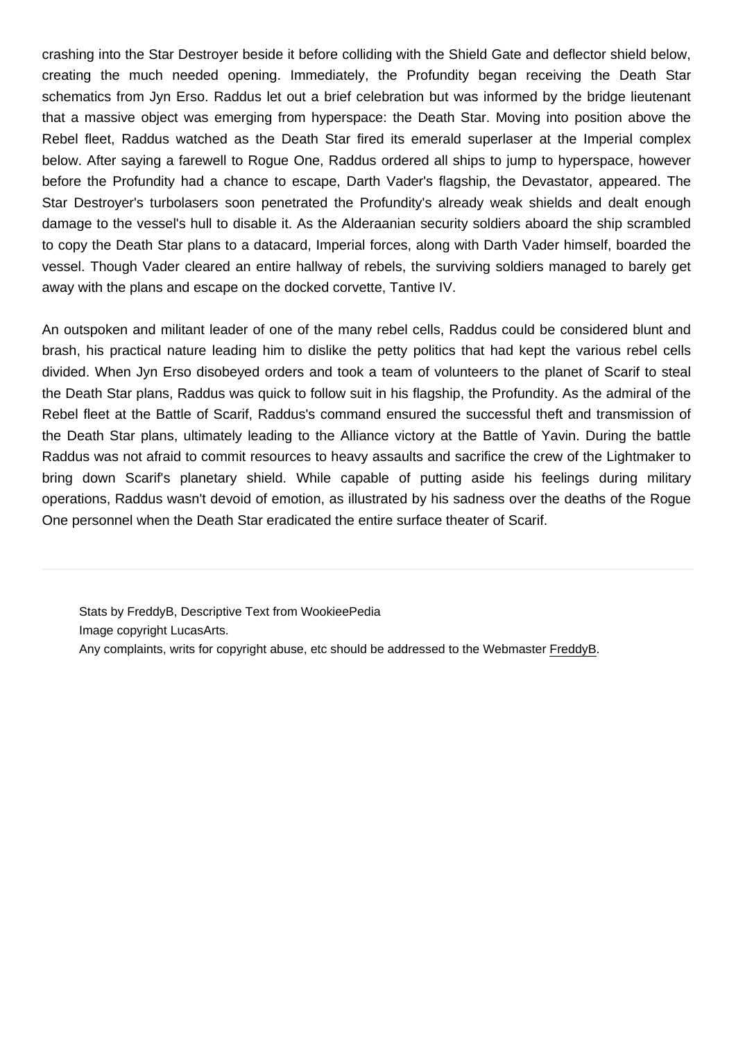crashing into the Star Destroyer beside it before colliding with the Shield Gate and deflector shield below, creating the much needed opening. Immediately, the Profundity began receiving the Death Star schematics from Jyn Erso. Raddus let out a brief celebration but was informed by the bridge lieutenant that a massive object was emerging from hyperspace: the Death Star. Moving into position above the Rebel fleet, Raddus watched as the Death Star fired its emerald superlaser at the Imperial complex below. After saying a farewell to Rogue One, Raddus ordered all ships to jump to hyperspace, however before the Profundity had a chance to escape, Darth Vader's flagship, the Devastator, appeared. The Star Destroyer's turbolasers soon penetrated the Profundity's already weak shields and dealt enough damage to the vessel's hull to disable it. As the Alderaanian security soldiers aboard the ship scrambled to copy the Death Star plans to a datacard, Imperial forces, along with Darth Vader himself, boarded the vessel. Though Vader cleared an entire hallway of rebels, the surviving soldiers managed to barely get away with the plans and escape on the docked corvette, Tantive IV.

An outspoken and militant leader of one of the many rebel cells, Raddus could be considered blunt and brash, his practical nature leading him to dislike the petty politics that had kept the various rebel cells divided. When Jyn Erso disobeyed orders and took a team of volunteers to the planet of Scarif to steal the Death Star plans, Raddus was quick to follow suit in his flagship, the Profundity. As the admiral of the Rebel fleet at the Battle of Scarif, Raddus's command ensured the successful theft and transmission of the Death Star plans, ultimately leading to the Alliance victory at the Battle of Yavin. During the battle Raddus was not afraid to commit resources to heavy assaults and sacrifice the crew of the Lightmaker to bring down Scarif's planetary shield. While capable of putting aside his feelings during military operations, Raddus wasn't devoid of emotion, as illustrated by his sadness over the deaths of the Rogue One personnel when the Death Star eradicated the entire surface theater of Scarif.

---

Stats by FreddyB, Descriptive Text from WookieePedia
Image copyright LucasArts.
Any complaints, writs for copyright abuse, etc should be addressed to the Webmaster FreddyB.